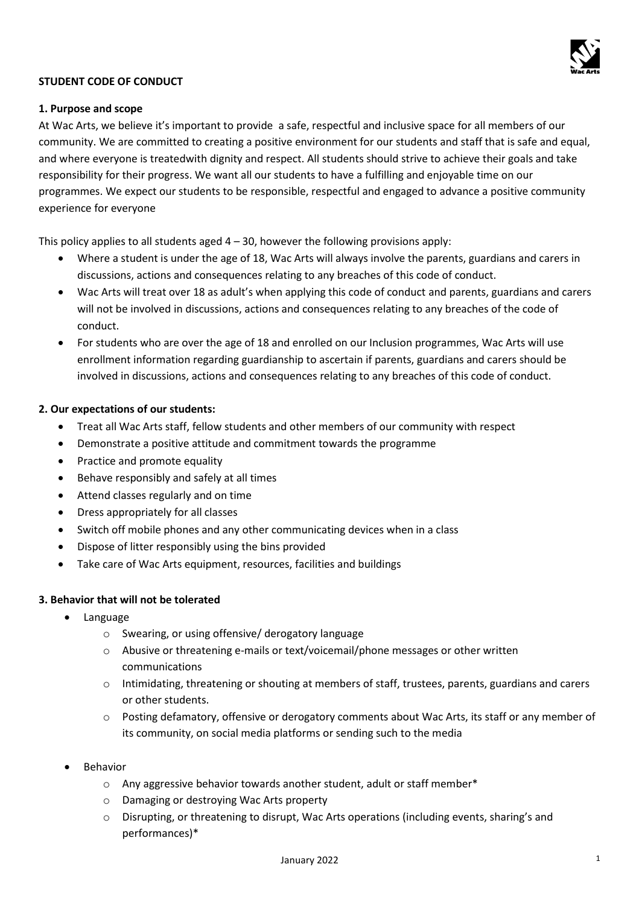**STUDENT CODE OF CONDUCT**

**1. Purpose and scope**

At Wac Arts, we believe it's important to provide  a safe, respectful and inclusive space for all members of our community. We are committed to creating a positive environment for our students and staff that is safe and equal, and where everyone is treatedwith dignity and respect. All students should strive to achieve their goals and take responsibility for their progress. We want all our students to have a fulfilling and enjoyable time on our programmes. We expect our students to be responsible, respectful and engaged to advance a positive community experience for everyone

This policy applies to all students aged 4 – 30, however the following provisions apply:

- Where a student is under the age of 18, Wac Arts will always involve the parents, guardians and carers in discussions, actions and consequences relating to any breaches of this code of conduct.
- Wac Arts will treat over 18 as adult's when applying this code of conduct and parents, guardians and carers will not be involved in discussions, actions and consequences relating to any breaches of the code of conduct.
- For students who are over the age of 18 and enrolled on our Inclusion programmes, Wac Arts will use enrollment information regarding guardianship to ascertain if parents, guardians and carers should be involved in discussions, actions and consequences relating to any breaches of this code of conduct.

**2. Our expectations of our students:**

- Treat all Wac Arts staff, fellow students and other members of our community with respect
- Demonstrate a positive attitude and commitment towards the programme
- Practice and promote equality
- Behave responsibly and safely at all times
- Attend classes regularly and on time
- Dress appropriately for all classes
- Switch off mobile phones and any other communicating devices when in a class
- Dispose of litter responsibly using the bins provided
- Take care of Wac Arts equipment, resources, facilities and buildings

**3. Behavior that will not be tolerated**

- Language
  - Swearing, or using offensive/ derogatory language
  - Abusive or threatening e-mails or text/voicemail/phone messages or other written communications
  - Intimidating, threatening or shouting at members of staff, trustees, parents, guardians and carers or other students.
  - Posting defamatory, offensive or derogatory comments about Wac Arts, its staff or any member of its community, on social media platforms or sending such to the media
- Behavior
  - Any aggressive behavior towards another student, adult or staff member*
  - Damaging or destroying Wac Arts property
  - Disrupting, or threatening to disrupt, Wac Arts operations (including events, sharing's and performances)*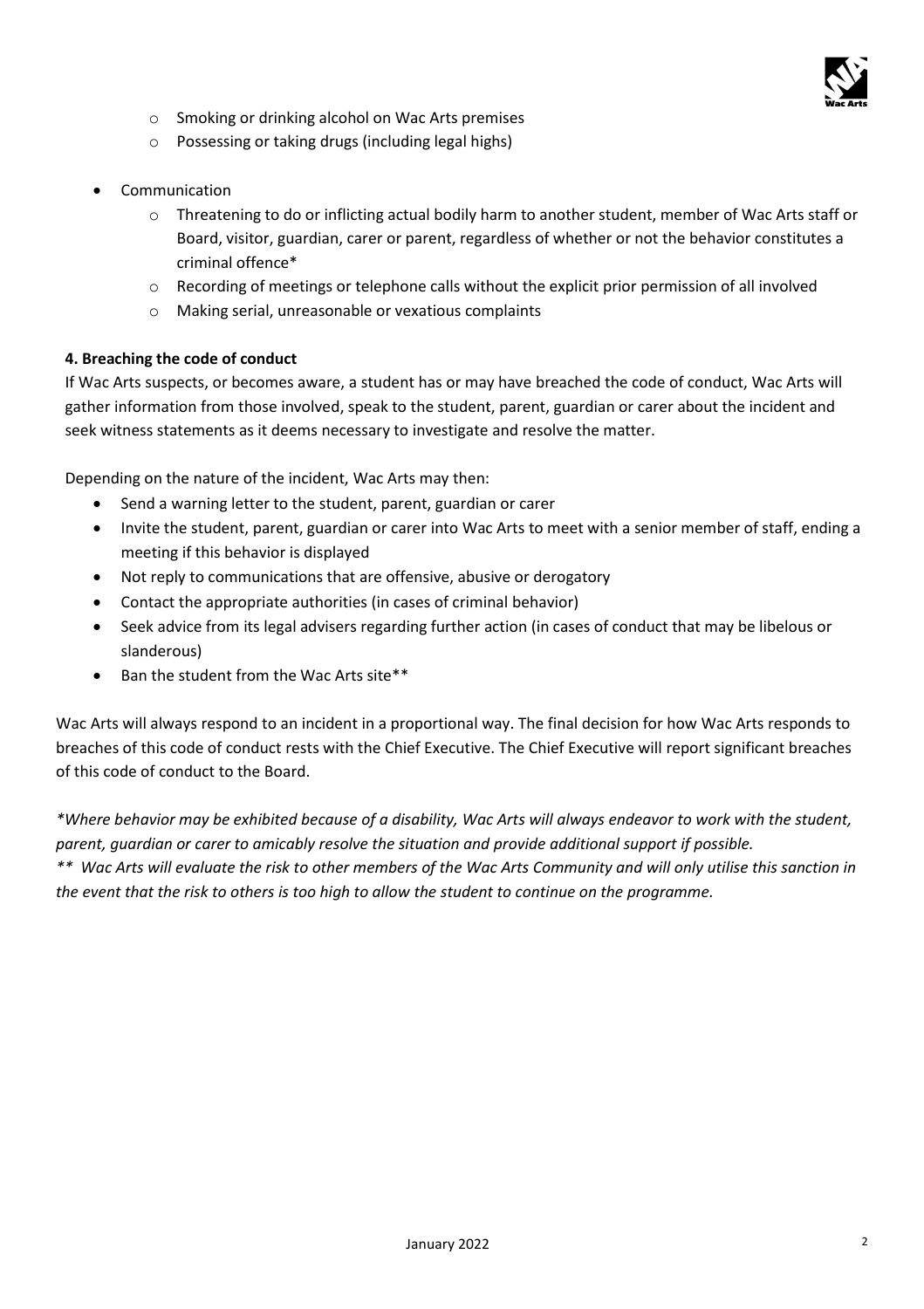- Smoking or drinking alcohol on Wac Arts premises
- Possessing or taking drugs (including legal highs)

- Communication
  - Threatening to do or inflicting actual bodily harm to another student, member of Wac Arts staff or Board, visitor, guardian, carer or parent, regardless of whether or not the behavior constitutes a criminal offence*
  - Recording of meetings or telephone calls without the explicit prior permission of all involved
  - Making serial, unreasonable or vexatious complaints

**4. Breaching the code of conduct**

If Wac Arts suspects, or becomes aware, a student has or may have breached the code of conduct, Wac Arts will gather information from those involved, speak to the student, parent, guardian or carer about the incident and seek witness statements as it deems necessary to investigate and resolve the matter.

Depending on the nature of the incident, Wac Arts may then:

- Send a warning letter to the student, parent, guardian or carer
- Invite the student, parent, guardian or carer into Wac Arts to meet with a senior member of staff, ending a meeting if this behavior is displayed
- Not reply to communications that are offensive, abusive or derogatory
- Contact the appropriate authorities (in cases of criminal behavior)
- Seek advice from its legal advisers regarding further action (in cases of conduct that may be libelous or slanderous)
- Ban the student from the Wac Arts site**

Wac Arts will always respond to an incident in a proportional way. The final decision for how Wac Arts responds to breaches of this code of conduct rests with the Chief Executive. The Chief Executive will report significant breaches of this code of conduct to the Board.

*\*Where behavior may be exhibited because of a disability, Wac Arts will always endeavor to work with the student, parent, guardian or carer to amicably resolve the situation and provide additional support if possible.*

*\*\* Wac Arts will evaluate the risk to other members of the Wac Arts Community and will only utilise this sanction in the event that the risk to others is too high to allow the student to continue on the programme.*

January 2022